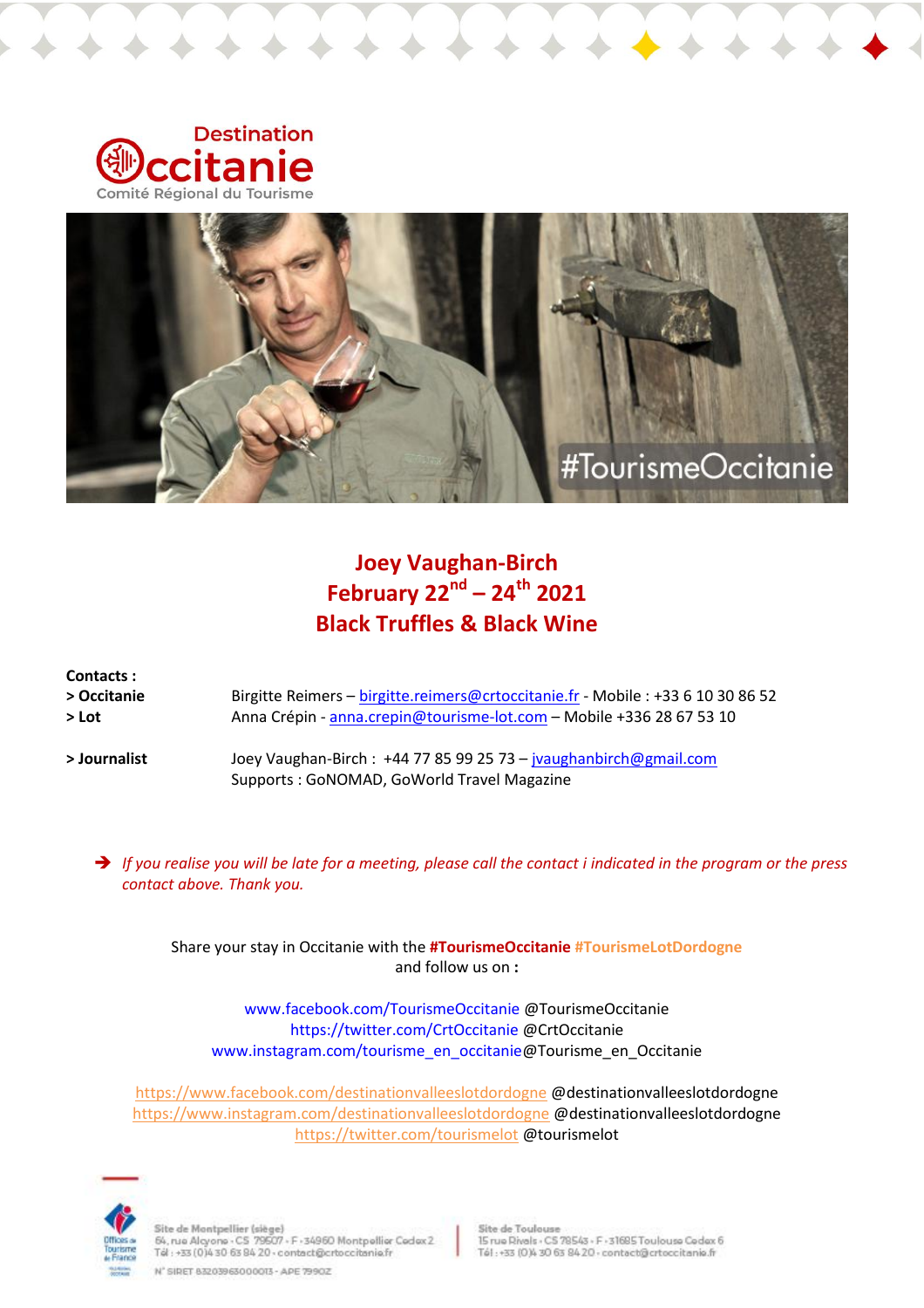Destination Occitanie
Comité Régional du Tourisme

## Joey Vaughan-Birch
## February 22nd – 24th 2021
## Black Truffles & Black Wine

**Contacts :**

| | |
|---|---|
| **> Occitanie** | Birgitte Reimers – birgitte.reimers@crtoccitanie.fr - Mobile : +33 6 10 30 86 52 |
| **> Lot** | Anna Crépin - anna.crepin@tourisme-lot.com – Mobile +336 28 67 53 10 |
| **> Journalist** | Joey Vaughan-Birch : +44 77 85 99 25 73 – jvaughanbirch@gmail.com<br>Supports : GoNOMAD, GoWorld Travel Magazine |

➔ *If you realise you will be late for a meeting, please call the contact i indicated in the program or the press contact above. Thank you.*

Share your stay in Occitanie with the **#TourismeOccitanie** **#TourismeLotDordogne** and follow us on **:**

www.facebook.com/TourismeOccitanie @TourismeOccitanie
https://twitter.com/CrtOccitanie @CrtOccitanie
www.instagram.com/tourisme_en_occitanie@Tourisme_en_Occitanie

https://www.facebook.com/destinationvalleeslotdordogne @destinationvalleeslotdordogne
https://www.instagram.com/destinationvalleeslotdordogne @destinationvalleeslotdordogne
https://twitter.com/tourismelot @tourismelot

Site de Montpellier (siège)
64, rue Alcyone - CS 79507 - F - 34960 Montpellier Cedex 2
Tél : +33 (0)4 30 63 84 20 - contact@crtoccitanie.fr
N° SIRET 83203963000013 - APE 7990Z

Site de Toulouse
15 rue Rivals - CS 78543 - F - 31685 Toulouse Cedex 6
Tél : +33 (0)4 30 63 84 20 - contact@crtoccitanie.fr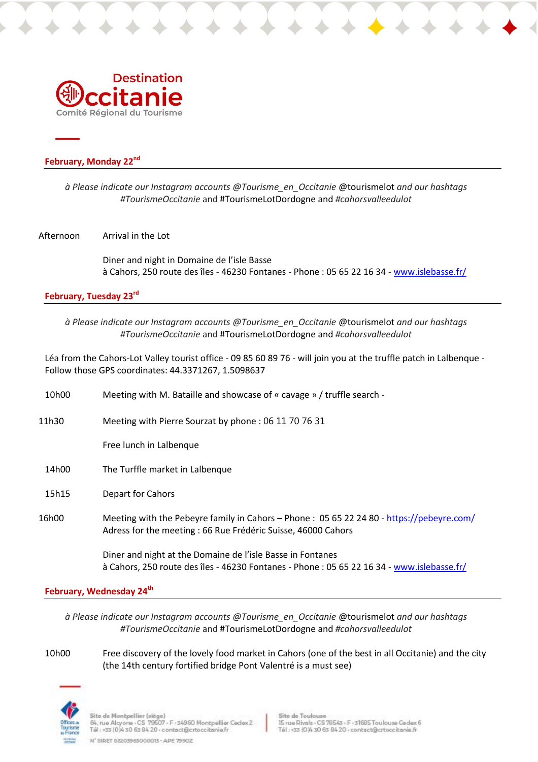## February, Monday 22nd

*à Please indicate our Instagram accounts @Tourisme_en_Occitanie* @tourismelot *and our hashtags #TourismeOccitanie* and #TourismeLotDordogne and *#cahorsvalleedulot*

Afternoon — Arrival in the Lot

Diner and night in Domaine de l'isle Basse
à Cahors, 250 route des îles - 46230 Fontanes - Phone : 05 65 22 16 34 - www.islebasse.fr/

## February, Tuesday 23rd

*à Please indicate our Instagram accounts @Tourisme_en_Occitanie* @tourismelot *and our hashtags #TourismeOccitanie* and #TourismeLotDordogne and *#cahorsvalleedulot*

Léa from the Cahors-Lot Valley tourist office - 09 85 60 89 76 - will join you at the truffle patch in Lalbenque - Follow those GPS coordinates: 44.3371267, 1.5098637

10h00 — Meeting with M. Bataille and showcase of « cavage » / truffle search -

11h30 — Meeting with Pierre Sourzat by phone : 06 11 70 76 31

Free lunch in Lalbenque

14h00 — The Turffle market in Lalbenque

15h15 — Depart for Cahors

16h00 — Meeting with the Pebeyre family in Cahors – Phone : 05 65 22 24 80 - https://pebeyre.com/
Adress for the meeting : 66 Rue Frédéric Suisse, 46000 Cahors

Diner and night at the Domaine de l'isle Basse in Fontanes
à Cahors, 250 route des îles - 46230 Fontanes - Phone : 05 65 22 16 34 - www.islebasse.fr/

## February, Wednesday 24th

*à Please indicate our Instagram accounts @Tourisme_en_Occitanie* @tourismelot *and our hashtags #TourismeOccitanie* and #TourismeLotDordogne and *#cahorsvalleedulot*

10h00 — Free discovery of the lovely food market in Cahors (one of the best in all Occitanie) and the city (the 14th century fortified bridge Pont Valentré is a must see)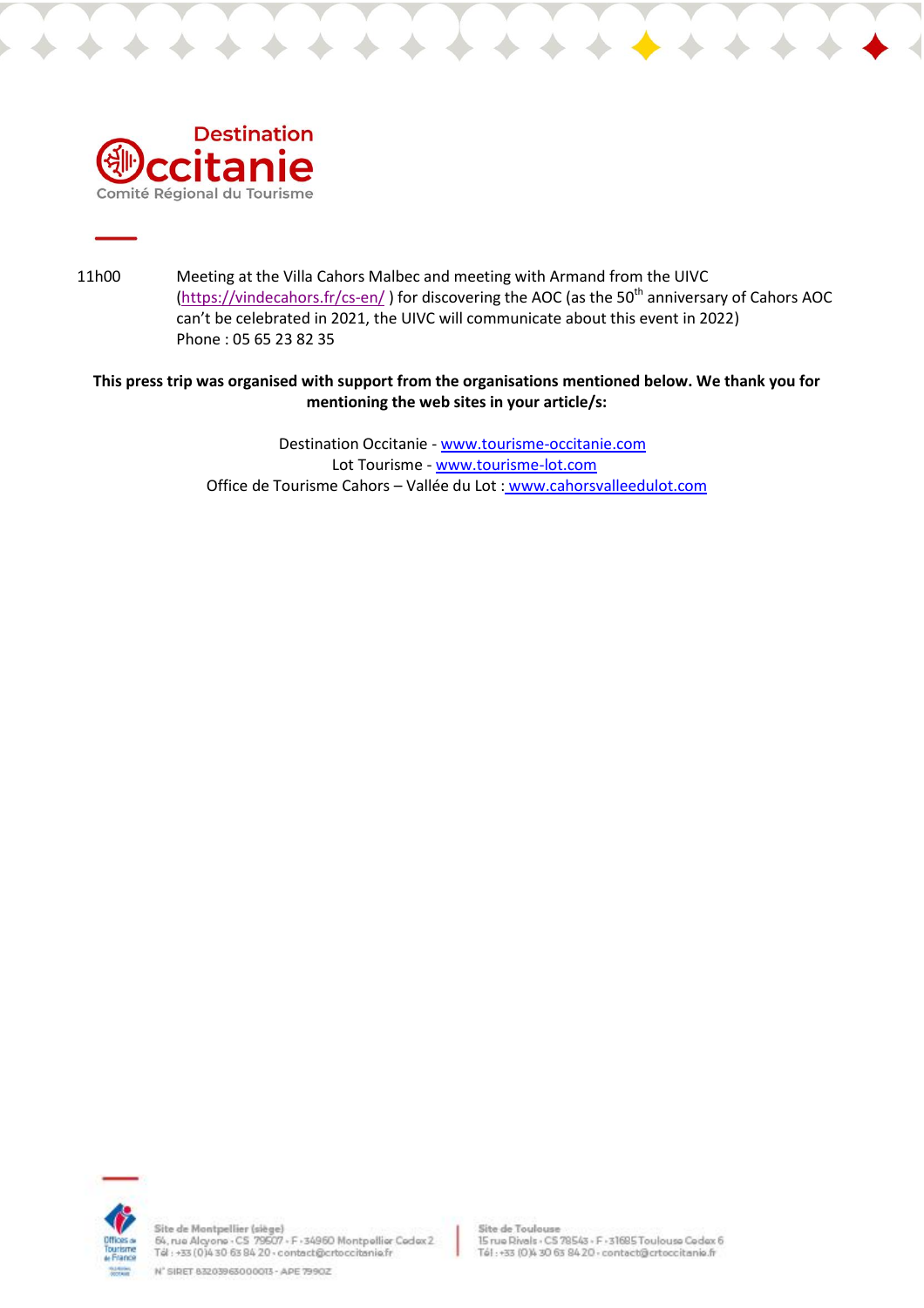| | |
|---|---|
| 11h00 | Meeting at the Villa Cahors Malbec and meeting with Armand from the UIVC ([https://vindecahors.fr/cs-en/](https://vindecahors.fr/cs-en/) ) for discovering the AOC (as the 50th anniversary of Cahors AOC can't be celebrated in 2021, the UIVC will communicate about this event in 2022) Phone : 05 65 23 82 35 |

**This press trip was organised with support from the organisations mentioned below. We thank you for mentioning the web sites in your article/s:**

Destination Occitanie - [www.tourisme-occitanie.com](http://www.tourisme-occitanie.com)
Lot Tourisme - [www.tourisme-lot.com](http://www.tourisme-lot.com)
Office de Tourisme Cahors – Vallée du Lot : [www.cahorsvalleedulot.com](http://www.cahorsvalleedulot.com)